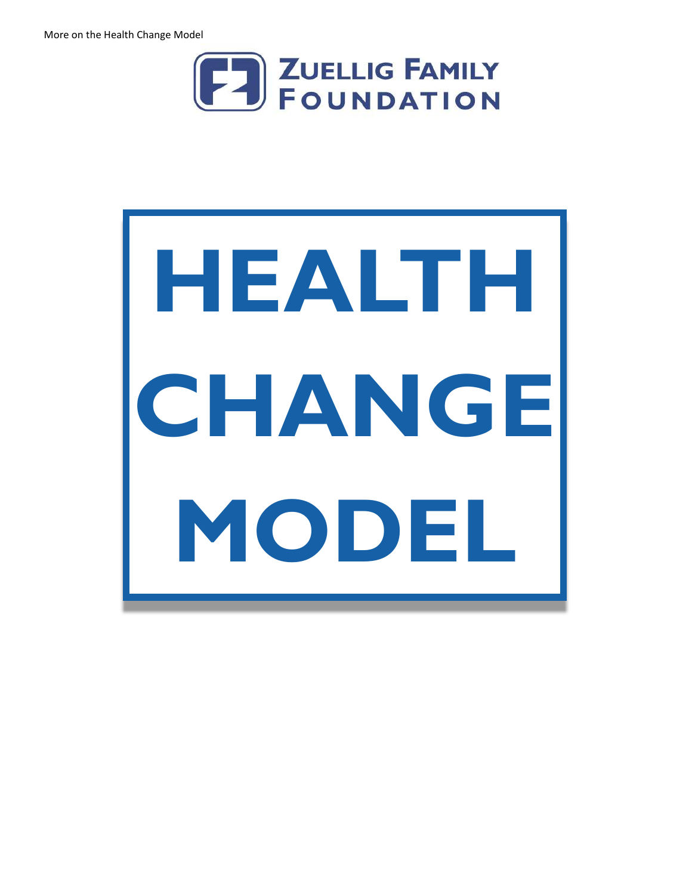# ZUELLIG FAMILY FOUNDATION

# HEALTH CHANGE MODEL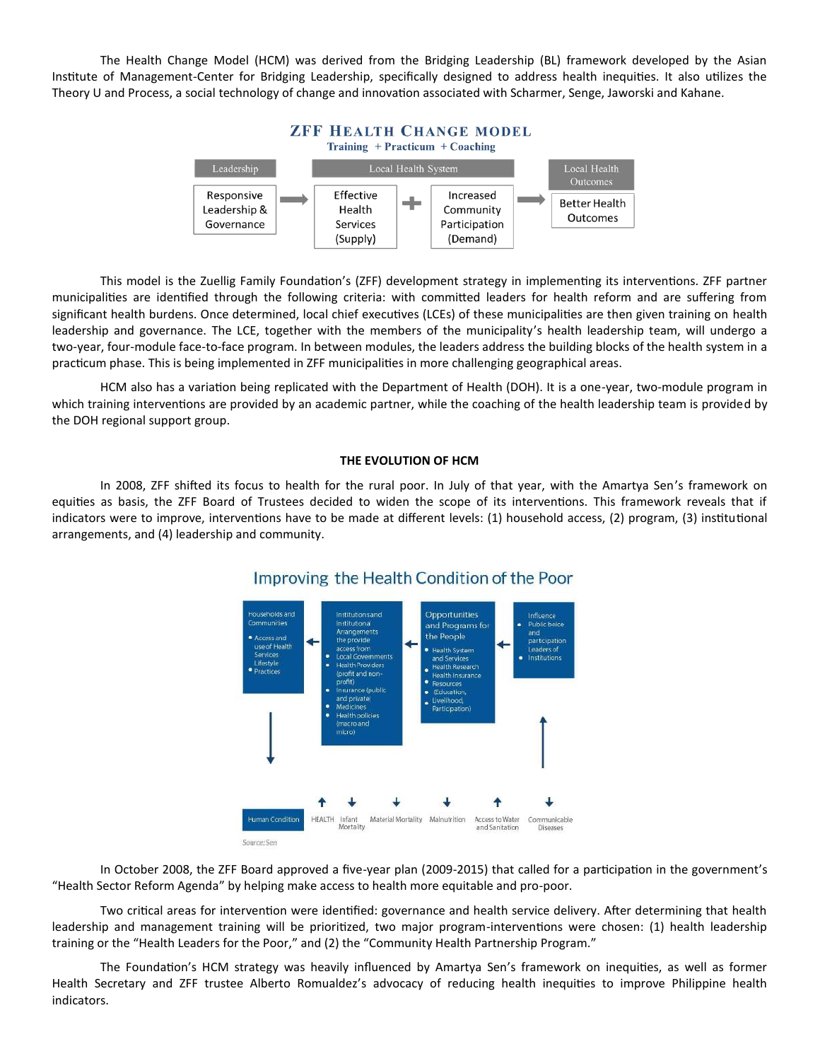The Health Change Model (HCM) was derived from the Bridging Leadership (BL) framework developed by the Asian Institute of Management-Center for Bridging Leadership, specifically designed to address health inequities. It also utilizes the Theory U and Process, a social technology of change and innovation associated with Scharmer, Senge, Jaworski and Kahane.

**ZFF HEALTH CHANGE MODEL**

**Training + Practicum + Coaching**

| Leadership | | Local Health System | | | | Local Health Outcomes |
|---|---|---|---|---|---|---|
| Responsive Leadership & Governance | → | Effective Health Services (Supply) | + | Increased Community Participation (Demand) | → | Better Health Outcomes |

This model is the Zuellig Family Foundation's (ZFF) development strategy in implementing its interventions. ZFF partner municipalities are identified through the following criteria: with committed leaders for health reform and are suffering from significant health burdens. Once determined, local chief executives (LCEs) of these municipalities are then given training on health leadership and governance. The LCE, together with the members of the municipality's health leadership team, will undergo a two-year, four-module face-to-face program. In between modules, the leaders address the building blocks of the health system in a practicum phase. This is being implemented in ZFF municipalities in more challenging geographical areas.

HCM also has a variation being replicated with the Department of Health (DOH). It is a one-year, two-module program in which training interventions are provided by an academic partner, while the coaching of the health leadership team is provided by the DOH regional support group.

**THE EVOLUTION OF HCM**

In 2008, ZFF shifted its focus to health for the rural poor. In July of that year, with the Amartya Sen's framework on equities as basis, the ZFF Board of Trustees decided to widen the scope of its interventions. This framework reveals that if indicators were to improve, interventions have to be made at different levels: (1) household access, (2) program, (3) institutional arrangements, and (4) leadership and community.

**Improving the Health Condition of the Poor**

- Households and Communities
  - Access and use of Health Services
  - Lifestyle
  - Practices
- Institutions and Institutional Arrangements the provide access from
  - Local Governments
  - Health Providers (profit and non-profit)
  - Insurance (public and private)
  - Medicines
  - Health policies (macro and micro)
- Opportunities and Programs for the People
  - Health System and Services
  - Health Research
  - Health Insurance
  - Resources
  - (Education, Livelihood, Participation)
- Influence
  - Public Policy and participation
  - Leaders of Institutions

Human Condition: ↑ HEALTH, ↓ Infant Mortality, ↓ Maternal Mortality, ↓ Malnutrition, ↑ Access to Water and Sanitation, ↓ Communicable Diseases

*Source: Sen*

In October 2008, the ZFF Board approved a five-year plan (2009-2015) that called for a participation in the government's "Health Sector Reform Agenda" by helping make access to health more equitable and pro-poor.

Two critical areas for intervention were identified: governance and health service delivery. After determining that health leadership and management training will be prioritized, two major program-interventions were chosen: (1) health leadership training or the "Health Leaders for the Poor," and (2) the "Community Health Partnership Program."

The Foundation's HCM strategy was heavily influenced by Amartya Sen's framework on inequities, as well as former Health Secretary and ZFF trustee Alberto Romualdez's advocacy of reducing health inequities to improve Philippine health indicators.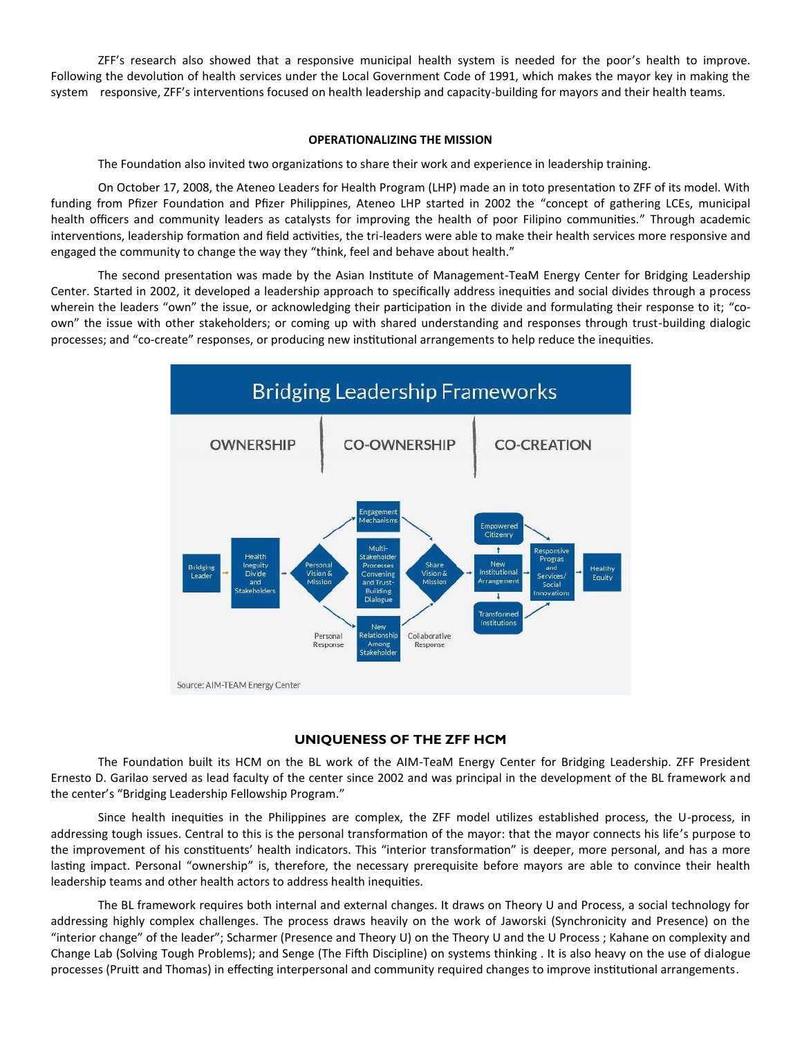ZFF's research also showed that a responsive municipal health system is needed for the poor's health to improve. Following the devolution of health services under the Local Government Code of 1991, which makes the mayor key in making the system responsive, ZFF's interventions focused on health leadership and capacity-building for mayors and their health teams.

### OPERATIONALIZING THE MISSION

The Foundation also invited two organizations to share their work and experience in leadership training.

On October 17, 2008, the Ateneo Leaders for Health Program (LHP) made an in toto presentation to ZFF of its model. With funding from Pfizer Foundation and Pfizer Philippines, Ateneo LHP started in 2002 the "concept of gathering LCEs, municipal health officers and community leaders as catalysts for improving the health of poor Filipino communities." Through academic interventions, leadership formation and field activities, the tri-leaders were able to make their health services more responsive and engaged the community to change the way they "think, feel and behave about health."

The second presentation was made by the Asian Institute of Management-TeaM Energy Center for Bridging Leadership Center. Started in 2002, it developed a leadership approach to specifically address inequities and social divides through a process wherein the leaders "own" the issue, or acknowledging their participation in the divide and formulating their response to it; "co-own" the issue with other stakeholders; or coming up with shared understanding and responses through trust-building dialogic processes; and "co-create" responses, or producing new institutional arrangements to help reduce the inequities.

**Bridging Leadership Frameworks**

OWNERSHIP | CO-OWNERSHIP | CO-CREATION

Bridging Leader → Health Inequity Divide and Stakeholders → Personal Vision & Mission → Engagement Mechanisms / Multi-Stakeholder Processes Convening and Trust-Building Dialogue / New Relationship Among Stakeholder → Share Vision & Mission → New Institutional Arrangement → Empowered Citizenry / Transformed Institutions → Responsive Prograns and Services/ Social Innovations → Healthy Equity

Personal Response — Collaborative Response

Source: AIM-TEAM Energy Center

### UNIQUENESS OF THE ZFF HCM

The Foundation built its HCM on the BL work of the AIM-TeaM Energy Center for Bridging Leadership. ZFF President Ernesto D. Garilao served as lead faculty of the center since 2002 and was principal in the development of the BL framework and the center's "Bridging Leadership Fellowship Program."

Since health inequities in the Philippines are complex, the ZFF model utilizes established process, the U-process, in addressing tough issues. Central to this is the personal transformation of the mayor: that the mayor connects his life's purpose to the improvement of his constituents' health indicators. This "interior transformation" is deeper, more personal, and has a more lasting impact. Personal "ownership" is, therefore, the necessary prerequisite before mayors are able to convince their health leadership teams and other health actors to address health inequities.

The BL framework requires both internal and external changes. It draws on Theory U and Process, a social technology for addressing highly complex challenges. The process draws heavily on the work of Jaworski (Synchronicity and Presence) on the "interior change" of the leader"; Scharmer (Presence and Theory U) on the Theory U and the U Process ; Kahane on complexity and Change Lab (Solving Tough Problems); and Senge (The Fifth Discipline) on systems thinking . It is also heavy on the use of dialogue processes (Pruitt and Thomas) in effecting interpersonal and community required changes to improve institutional arrangements.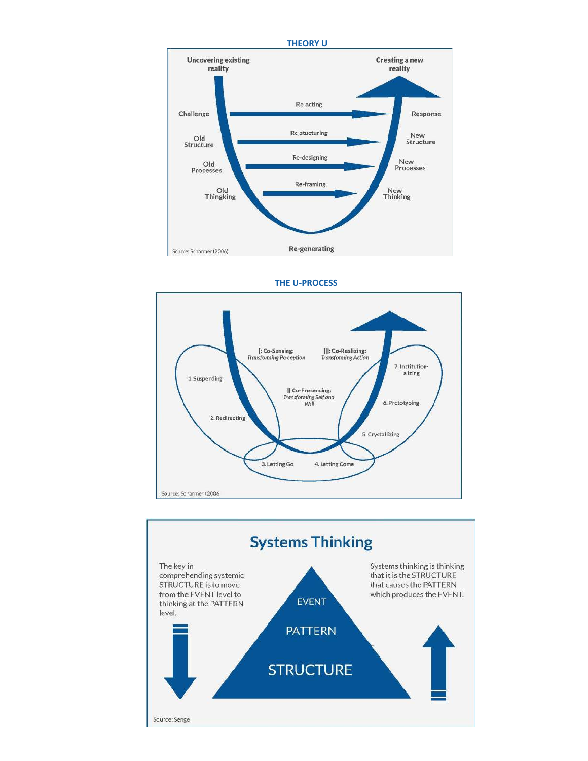**THEORY U**

Uncovering existing reality

Creating a new reality

Challenge — Re-acting → Response

Old Structure — Re-stucturing → New Structure

Old Processes — Re-designing → New Processes

Old Thingking — Re-framing → New Thinking

Re-generating

Source: Scharmer (2006)

**THE U-PROCESS**

I: Co-Sensing: *Transforming Perception*

II Co-Presencing: *Transforming Self and Will*

III: Co-Realizing: *Transforming Action*

1. Suspending
2. Redirecting
3. Letting Go
4. Letting Come
5. Crystallizing
6. Prototyping
7. Institution-alizing

Source: Scharmer (2006)

## Systems Thinking

The key in comprehending systemic STRUCTURE is to move from the EVENT level to thinking at the PATTERN level.

EVENT

PATTERN

STRUCTURE

Systems thinking is thinking that it is the STRUCTURE that causes the PATTERN which produces the EVENT.

Source: Senge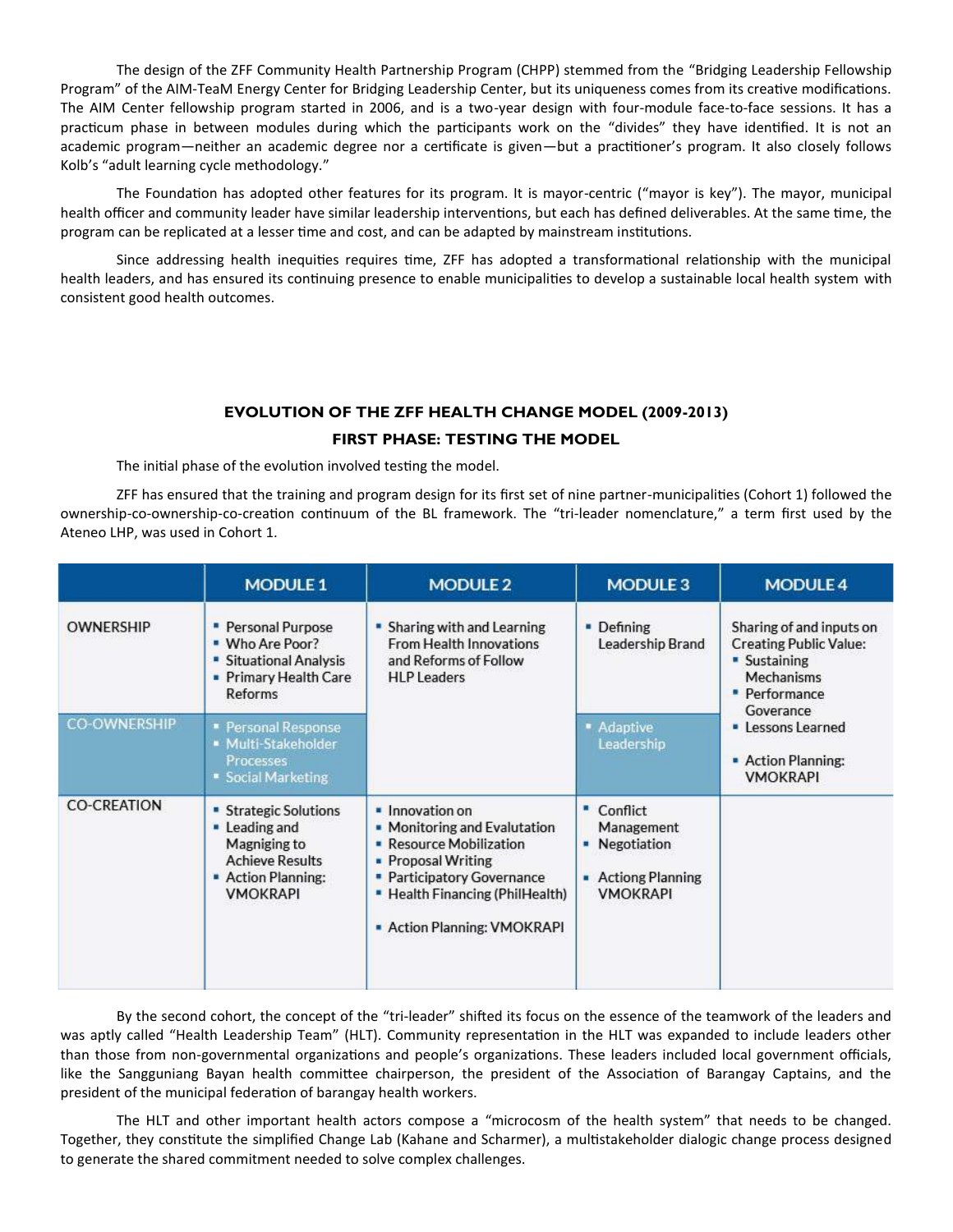The design of the ZFF Community Health Partnership Program (CHPP) stemmed from the "Bridging Leadership Fellowship Program" of the AIM-TeaM Energy Center for Bridging Leadership Center, but its uniqueness comes from its creative modifications. The AIM Center fellowship program started in 2006, and is a two-year design with four-module face-to-face sessions. It has a practicum phase in between modules during which the participants work on the "divides" they have identified. It is not an academic program—neither an academic degree nor a certificate is given—but a practitioner's program. It also closely follows Kolb's "adult learning cycle methodology."

The Foundation has adopted other features for its program. It is mayor-centric ("mayor is key"). The mayor, municipal health officer and community leader have similar leadership interventions, but each has defined deliverables. At the same time, the program can be replicated at a lesser time and cost, and can be adapted by mainstream institutions.

Since addressing health inequities requires time, ZFF has adopted a transformational relationship with the municipal health leaders, and has ensured its continuing presence to enable municipalities to develop a sustainable local health system with consistent good health outcomes.

## EVOLUTION OF THE ZFF HEALTH CHANGE MODEL (2009-2013)

### FIRST PHASE: TESTING THE MODEL

The initial phase of the evolution involved testing the model.

ZFF has ensured that the training and program design for its first set of nine partner-municipalities (Cohort 1) followed the ownership-co-ownership-co-creation continuum of the BL framework. The "tri-leader nomenclature," a term first used by the Ateneo LHP, was used in Cohort 1.

| | MODULE 1 | MODULE 2 | MODULE 3 | MODULE 4 |
|---|---|---|---|---|
| OWNERSHIP | ▪ Personal Purpose<br>▪ Who Are Poor?<br>▪ Situational Analysis<br>▪ Primary Health Care Reforms | ▪ Sharing with and Learning From Health Innovations and Reforms of Follow HLP Leaders | ▪ Defining Leadership Brand | Sharing of and inputs on Creating Public Value:<br>▪ Sustaining Mechanisms<br>▪ Performance Goverance<br>▪ Lessons Learned<br><br>▪ Action Planning: VMOKRAPI |
| CO-OWNERSHIP | ▪ Personal Response<br>▪ Multi-Stakeholder Processes<br>▪ Social Marketing | | ▪ Adaptive Leadership | |
| CO-CREATION | ▪ Strategic Solutions<br>▪ Leading and Magniging to Achieve Results<br>▪ Action Planning: VMOKRAPI | ▪ Innovation on<br>▪ Monitoring and Evalutation<br>▪ Resource Mobilization<br>▪ Proposal Writing<br>▪ Participatory Governance<br>▪ Health Financing (PhilHealth)<br><br>▪ Action Planning: VMOKRAPI | ▪ Conflict Management<br>▪ Negotiation<br><br>▪ Actiong Planning VMOKRAPI | |

By the second cohort, the concept of the "tri-leader" shifted its focus on the essence of the teamwork of the leaders and was aptly called "Health Leadership Team" (HLT). Community representation in the HLT was expanded to include leaders other than those from non-governmental organizations and people's organizations. These leaders included local government officials, like the Sangguniang Bayan health committee chairperson, the president of the Association of Barangay Captains, and the president of the municipal federation of barangay health workers.

The HLT and other important health actors compose a "microcosm of the health system" that needs to be changed. Together, they constitute the simplified Change Lab (Kahane and Scharmer), a multistakeholder dialogic change process designed to generate the shared commitment needed to solve complex challenges.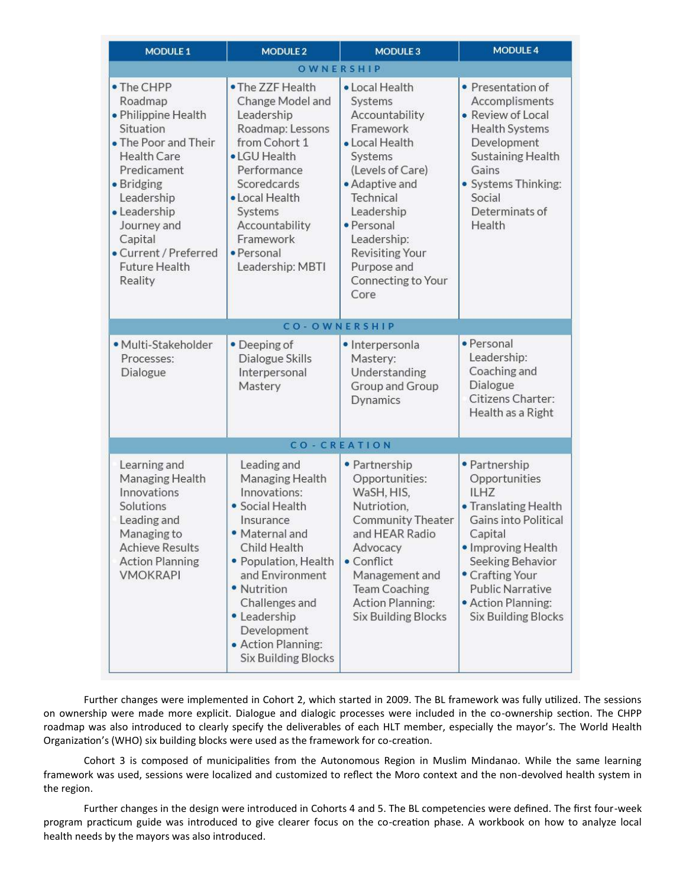| MODULE 1 | MODULE 2 | MODULE 3 | MODULE 4 |
|---|---|---|---|
| OWNERSHIP | | | |
| • The CHPP Roadmap<br>• Philippine Health Situation<br>• The Poor and Their Health Care Predicament<br>• Bridging Leadership<br>• Leadership Journey and Capital<br>• Current / Preferred Future Health Reality | • The ZZF Health Change Model and Leadership Roadmap: Lessons from Cohort 1<br>• LGU Health Performance Scoredcards<br>• Local Health Systems Accountability Framework<br>• Personal Leadership: MBTI | • Local Health Systems Accountability Framework<br>• Local Health Systems (Levels of Care)<br>• Adaptive and Technical Leadership<br>• Personal Leadership: Revisiting Your Purpose and Connecting to Your Core | • Presentation of Accomplisments<br>• Review of Local Health Systems Development Sustaining Health Gains<br>• Systems Thinking: Social Determinats of Health |
| CO-OWNERSHIP | | | |
| • Multi-Stakeholder Processes: Dialogue | • Deeping of Dialogue Skills Interpersonal Mastery | • Interpersonla Mastery: Understanding Group and Group Dynamics | • Personal Leadership: Coaching and Dialogue Citizens Charter: Health as a Right |
| CO-CREATION | | | |
| Learning and Managing Health Innovations Solutions Leading and Managing to Achieve Results Action Planning VMOKRAPI | Leading and Managing Health Innovations:<br>• Social Health Insurance<br>• Maternal and Child Health<br>• Population, Health and Environment<br>• Nutrition Challenges and<br>• Leadership Development<br>• Action Planning: Six Building Blocks | • Partnership Opportunities: WaSH, HIS, Nutriotion, Community Theater and HEAR Radio Advocacy<br>• Conflict Management and Team Coaching Action Planning: Six Building Blocks | • Partnership Opportunities ILHZ<br>• Translating Health Gains into Political Capital<br>• Improving Health Seeking Behavior<br>• Crafting Your Public Narrative<br>• Action Planning: Six Building Blocks |

Further changes were implemented in Cohort 2, which started in 2009. The BL framework was fully utilized. The sessions on ownership were made more explicit. Dialogue and dialogic processes were included in the co-ownership section. The CHPP roadmap was also introduced to clearly specify the deliverables of each HLT member, especially the mayor's. The World Health Organization's (WHO) six building blocks were used as the framework for co-creation.

Cohort 3 is composed of municipalities from the Autonomous Region in Muslim Mindanao. While the same learning framework was used, sessions were localized and customized to reflect the Moro context and the non-devolved health system in the region.

Further changes in the design were introduced in Cohorts 4 and 5. The BL competencies were defined. The first four-week program practicum guide was introduced to give clearer focus on the co-creation phase. A workbook on how to analyze local health needs by the mayors was also introduced.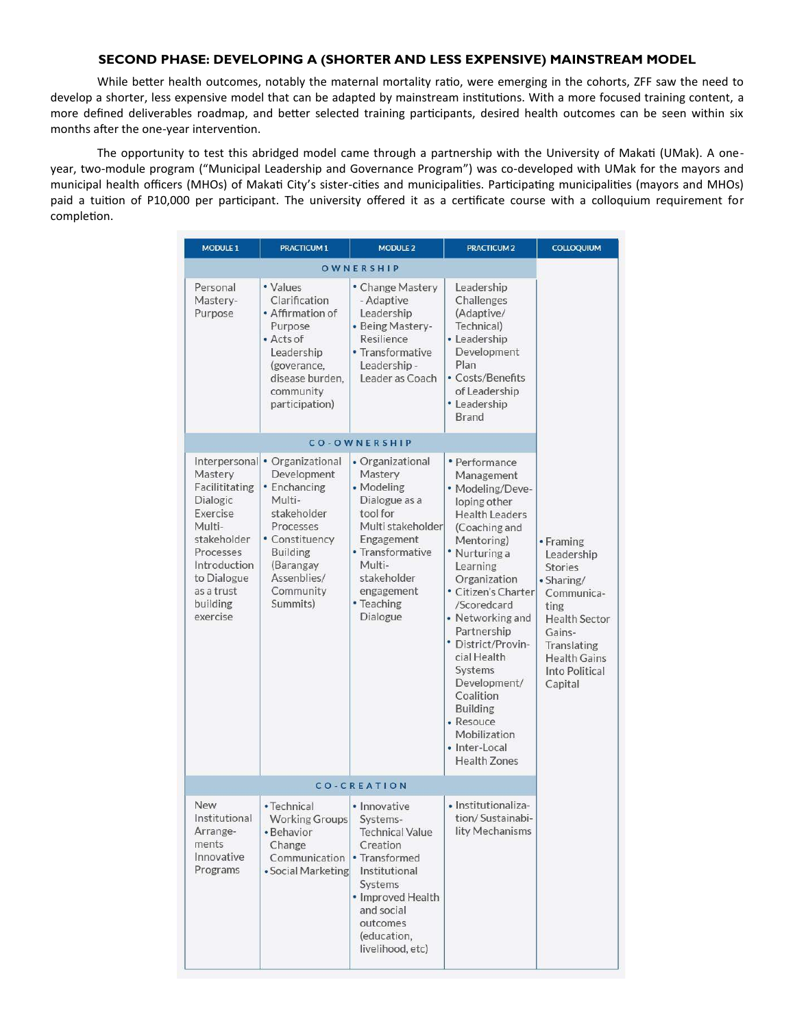## SECOND PHASE: DEVELOPING A (SHORTER AND LESS EXPENSIVE) MAINSTREAM MODEL

While better health outcomes, notably the maternal mortality ratio, were emerging in the cohorts, ZFF saw the need to develop a shorter, less expensive model that can be adapted by mainstream institutions. With a more focused training content, a more defined deliverables roadmap, and better selected training participants, desired health outcomes can be seen within six months after the one-year intervention.

The opportunity to test this abridged model came through a partnership with the University of Makati (UMak). A one-year, two-module program ("Municipal Leadership and Governance Program") was co-developed with UMak for the mayors and municipal health officers (MHOs) of Makati City's sister-cities and municipalities. Participating municipalities (mayors and MHOs) paid a tuition of P10,000 per participant. The university offered it as a certificate course with a colloquium requirement for completion.

| MODULE 1 | PRACTICUM 1 | MODULE 2 | PRACTICUM 2 | COLLOQUIUM |
|---|---|---|---|---|
| **OWNERSHIP** | | | | |
| Personal Mastery-Purpose | • Values Clarification<br>• Affirmation of Purpose<br>• Acts of Leadership (goverance, disease burden, community participation) | • Change Mastery - Adaptive Leadership<br>• Being Mastery-Resilience<br>• Transformative Leadership - Leader as Coach | Leadership Challenges (Adaptive/ Technical)<br>• Leadership Development Plan<br>• Costs/Benefits of Leadership<br>• Leadership Brand | • Framing Leadership Stories<br>• Sharing/ Communica-ting Health Sector Gains-Translating Health Gains Into Political Capital |
| **CO-OWNERSHIP** | | | | |
| Interpersonal Mastery Facilititating Dialogic Exercise Multi-stakeholder Processes Introduction to Dialogue as a trust building exercise | • Organizational Development<br>• Enchancing Multi-stakeholder Processes<br>• Constituency Building (Barangay Assenblies/ Community Summits) | • Organizational Mastery<br>• Modeling Dialogue as a tool for Multi stakeholder Engagement<br>• Transformative Multi-stakeholder engagement<br>• Teaching Dialogue | • Performance Management<br>• Modeling/Deve-loping other Health Leaders (Coaching and Mentoring)<br>• Nurturing a Learning Organization<br>• Citizen's Charter /Scoredcard<br>• Networking and Partnership<br>• District/Provin-cial Health Systems Development/ Coalition Building<br>• Resouce Mobilization<br>• Inter-Local Health Zones | |
| **CO-CREATION** | | | | |
| New Institutional Arrange-ments Innovative Programs | • Technical Working Groups<br>• Behavior Change Communication<br>• Social Marketing | • Innovative Systems-Technical Value Creation<br>• Transformed Institutional Systems<br>• Improved Health and social outcomes (education, livelihood, etc) | • Institutionaliza-tion/ Sustainabi-lity Mechanisms | |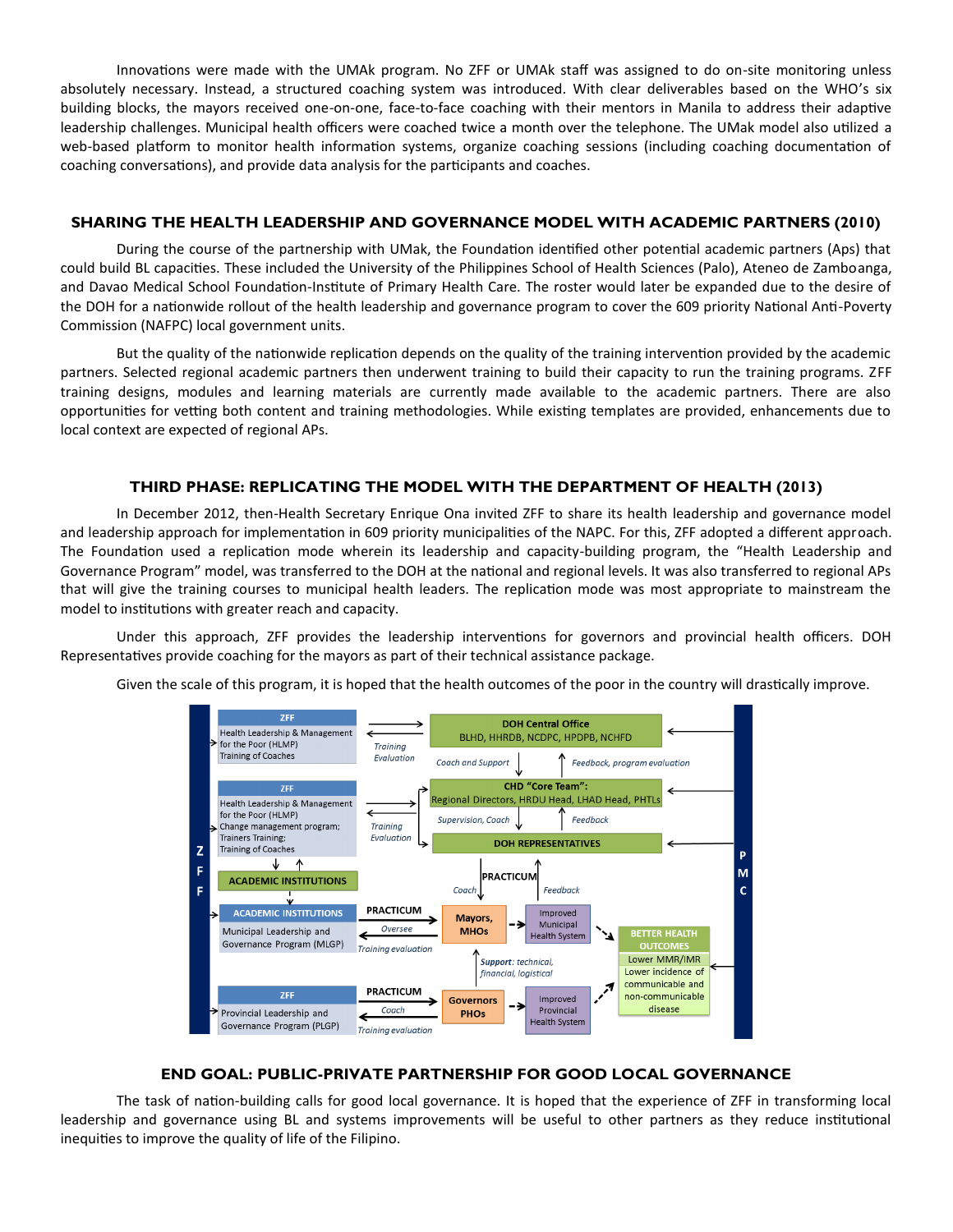Innovations were made with the UMAk program. No ZFF or UMAk staff was assigned to do on-site monitoring unless absolutely necessary. Instead, a structured coaching system was introduced. With clear deliverables based on the WHO's six building blocks, the mayors received one-on-one, face-to-face coaching with their mentors in Manila to address their adaptive leadership challenges. Municipal health officers were coached twice a month over the telephone. The UMak model also utilized a web-based platform to monitor health information systems, organize coaching sessions (including coaching documentation of coaching conversations), and provide data analysis for the participants and coaches.

## SHARING THE HEALTH LEADERSHIP AND GOVERNANCE MODEL WITH ACADEMIC PARTNERS (2010)

During the course of the partnership with UMak, the Foundation identified other potential academic partners (Aps) that could build BL capacities. These included the University of the Philippines School of Health Sciences (Palo), Ateneo de Zamboanga, and Davao Medical School Foundation-Institute of Primary Health Care. The roster would later be expanded due to the desire of the DOH for a nationwide rollout of the health leadership and governance program to cover the 609 priority National Anti-Poverty Commission (NAFPC) local government units.

But the quality of the nationwide replication depends on the quality of the training intervention provided by the academic partners. Selected regional academic partners then underwent training to build their capacity to run the training programs. ZFF training designs, modules and learning materials are currently made available to the academic partners. There are also opportunities for vetting both content and training methodologies. While existing templates are provided, enhancements due to local context are expected of regional APs.

## THIRD PHASE: REPLICATING THE MODEL WITH THE DEPARTMENT OF HEALTH (2013)

In December 2012, then-Health Secretary Enrique Ona invited ZFF to share its health leadership and governance model and leadership approach for implementation in 609 priority municipalities of the NAPC. For this, ZFF adopted a different approach. The Foundation used a replication mode wherein its leadership and capacity-building program, the "Health Leadership and Governance Program" model, was transferred to the DOH at the national and regional levels. It was also transferred to regional APs that will give the training courses to municipal health leaders. The replication mode was most appropriate to mainstream the model to institutions with greater reach and capacity.

Under this approach, ZFF provides the leadership interventions for governors and provincial health officers. DOH Representatives provide coaching for the mayors as part of their technical assistance package.

Given the scale of this program, it is hoped that the health outcomes of the poor in the country will drastically improve.

ZFF — Health Leadership & Management for the Poor (HLMP); Training of Coaches → Training / Evaluation → DOH Central Office: BLHD, HHRDB, NCDPC, HPDPB, NCHFD

Coach and Support / Feedback, program evaluation

ZFF — Health Leadership & Management for the Poor (HLMP); Change management program; Trainers Training; Training of Coaches → Training / Evaluation → CHD "Core Team": Regional Directors, HRDU Head, LHAD Head, PHTLs

Supervision, Coach / Feedback → DOH REPRESENTATIVES

ACADEMIC INSTITUTIONS

PRACTICUM — Coach / Feedback

ACADEMIC INSTITUTIONS — Municipal Leadership and Governance Program (MLGP) → PRACTICUM / Oversee / Training evaluation → Mayors, MHOs → Improved Municipal Health System

Support: technical, financial, logistical

ZFF — Provincial Leadership and Governance Program (PLGP) → PRACTICUM / Coach / Training evaluation → Governors PHOs → Improved Provincial Health System

BETTER HEALTH OUTCOMES: Lower MMR/IMR; Lower incidence of communicable and non-communicable disease

ZFF | PMC

## END GOAL: PUBLIC-PRIVATE PARTNERSHIP FOR GOOD LOCAL GOVERNANCE

The task of nation-building calls for good local governance. It is hoped that the experience of ZFF in transforming local leadership and governance using BL and systems improvements will be useful to other partners as they reduce institutional inequities to improve the quality of life of the Filipino.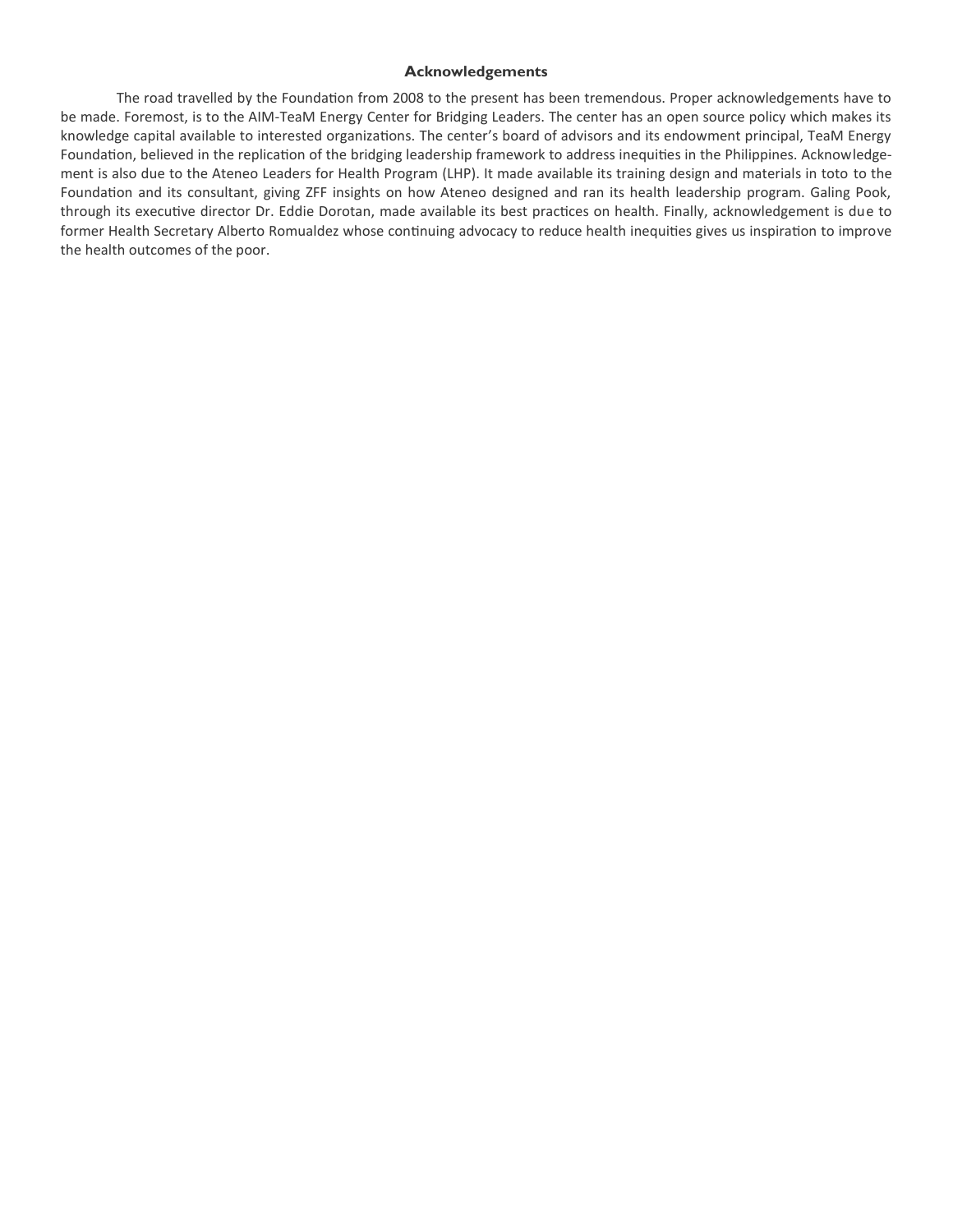## Acknowledgements

The road travelled by the Foundation from 2008 to the present has been tremendous. Proper acknowledgements have to be made. Foremost, is to the AIM-TeaM Energy Center for Bridging Leaders. The center has an open source policy which makes its knowledge capital available to interested organizations. The center's board of advisors and its endowment principal, TeaM Energy Foundation, believed in the replication of the bridging leadership framework to address inequities in the Philippines. Acknowledgement is also due to the Ateneo Leaders for Health Program (LHP). It made available its training design and materials in toto to the Foundation and its consultant, giving ZFF insights on how Ateneo designed and ran its health leadership program. Galing Pook, through its executive director Dr. Eddie Dorotan, made available its best practices on health. Finally, acknowledgement is due to former Health Secretary Alberto Romualdez whose continuing advocacy to reduce health inequities gives us inspiration to improve the health outcomes of the poor.